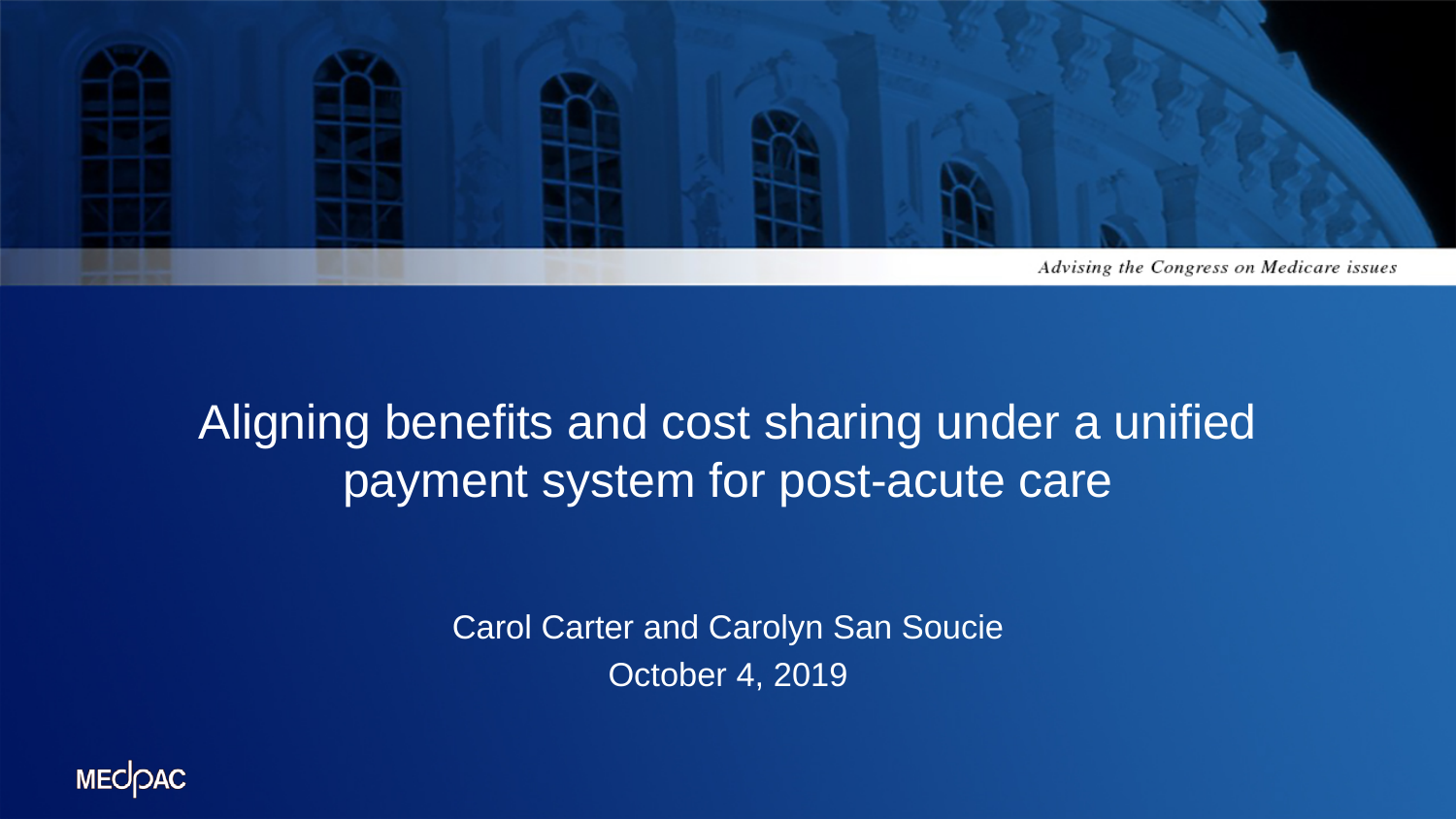*Advising the Congress on Medicare issues*

# Aligning benefits and cost sharing under a unified payment system for post-acute care

Carol Carter and Carolyn San Soucie

October 4, 2019

MEDPAC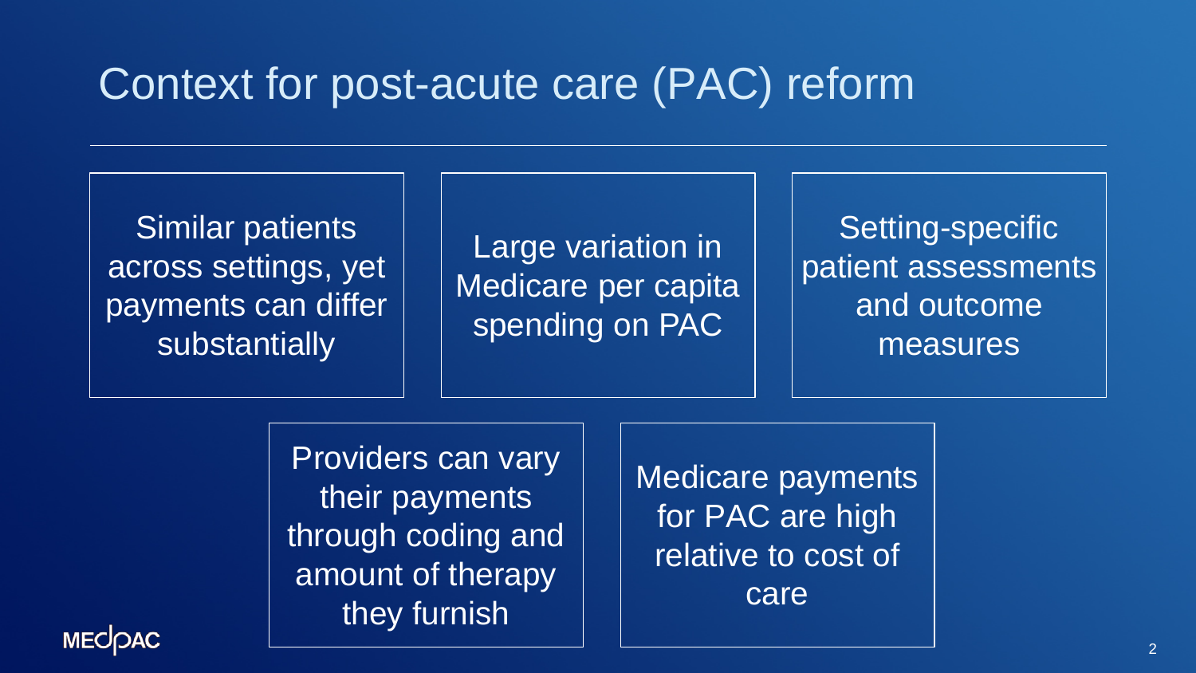# Context for post-acute care (PAC) reform

- Similar patients across settings, yet payments can differ substantially
- Large variation in Medicare per capita spending on PAC
- Setting-specific patient assessments and outcome measures
- Providers can vary their payments through coding and amount of therapy they furnish
- Medicare payments for PAC are high relative to cost of care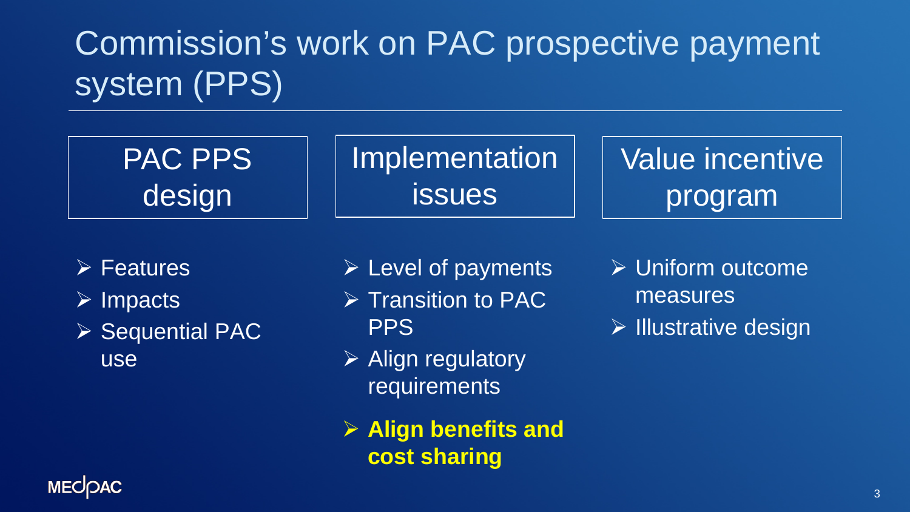# Commission's work on PAC prospective payment system (PPS)

## PAC PPS design

- Features
- Impacts
- Sequential PAC use

## Implementation issues

- Level of payments
- Transition to PAC PPS
- Align regulatory requirements
- **Align benefits and cost sharing**

## Value incentive program

- Uniform outcome measures
- Illustrative design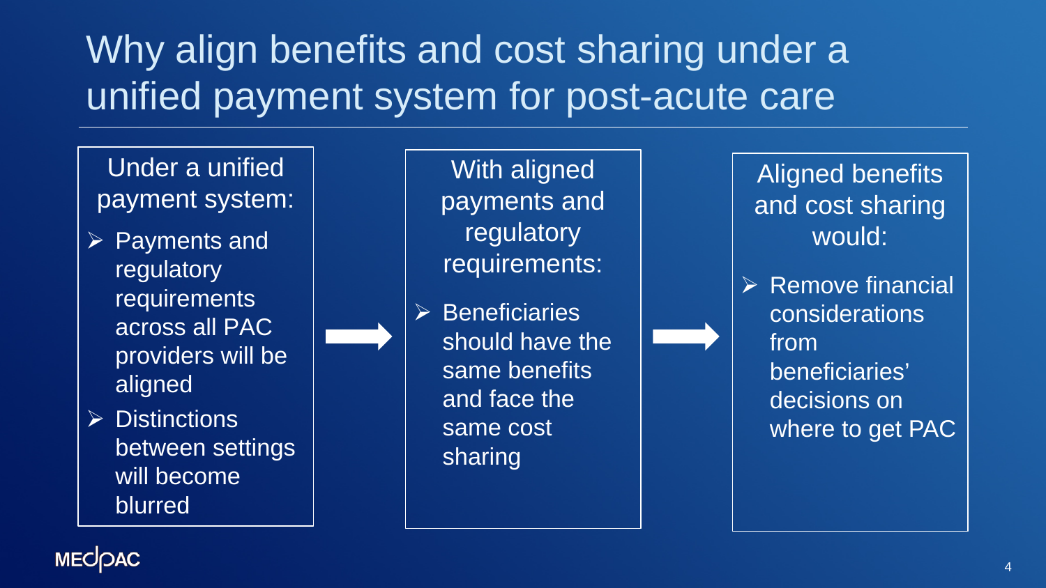# Why align benefits and cost sharing under a unified payment system for post-acute care

Under a unified payment system:

- Payments and regulatory requirements across all PAC providers will be aligned
- Distinctions between settings will become blurred

→

With aligned payments and regulatory requirements:

- Beneficiaries should have the same benefits and face the same cost sharing

→

Aligned benefits and cost sharing would:

- Remove financial considerations from beneficiaries' decisions on where to get PAC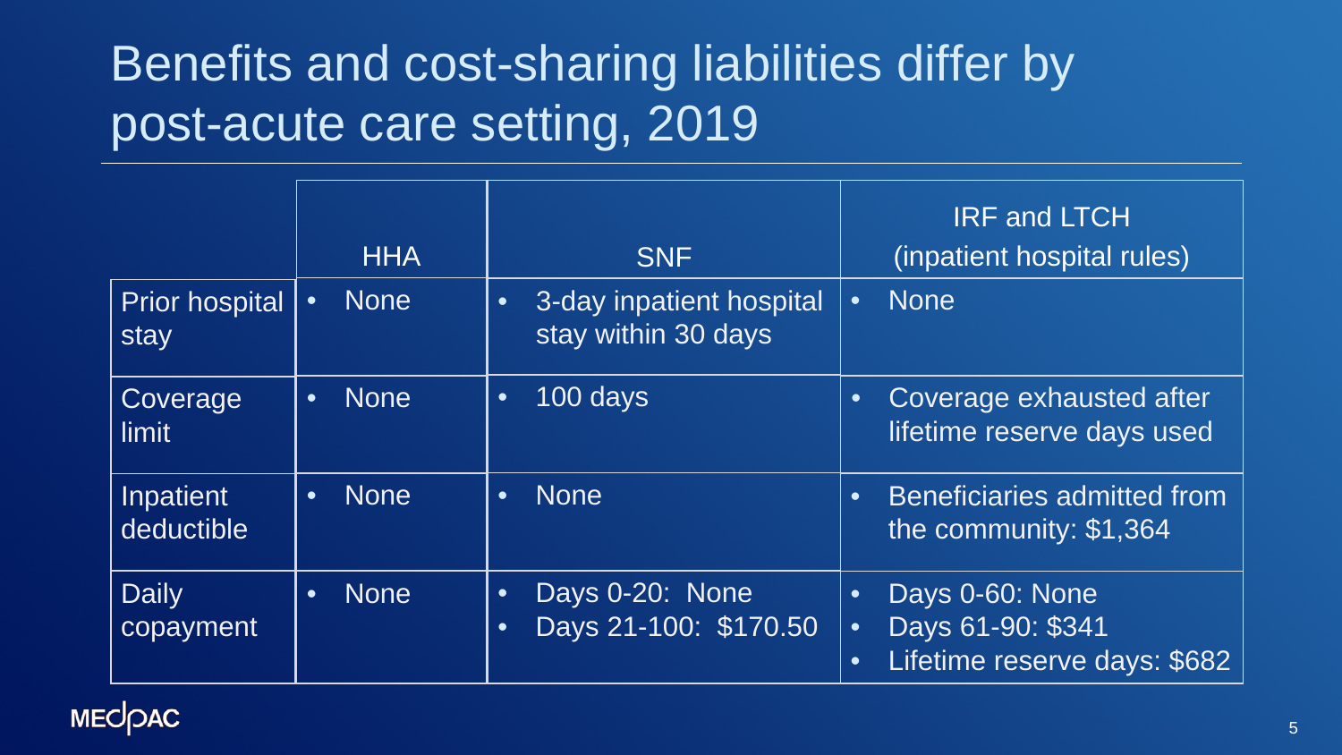# Benefits and cost-sharing liabilities differ by post-acute care setting, 2019

| | HHA | SNF | IRF and LTCH (inpatient hospital rules) |
|---|---|---|---|
| Prior hospital stay | • None | • 3-day inpatient hospital stay within 30 days | • None |
| Coverage limit | • None | • 100 days | • Coverage exhausted after lifetime reserve days used |
| Inpatient deductible | • None | • None | • Beneficiaries admitted from the community: $1,364 |
| Daily copayment | • None | • Days 0-20: None<br>• Days 21-100: $170.50 | • Days 0-60: None<br>• Days 61-90: $341<br>• Lifetime reserve days: $682 |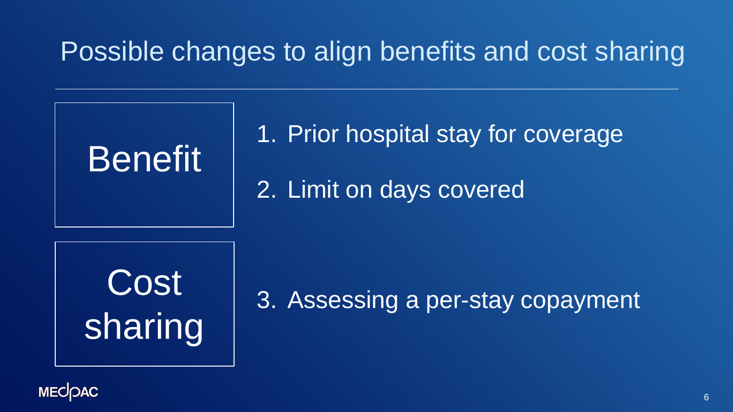# Possible changes to align benefits and cost sharing

**Benefit**

1. Prior hospital stay for coverage
2. Limit on days covered

**Cost sharing**

3. Assessing a per-stay copayment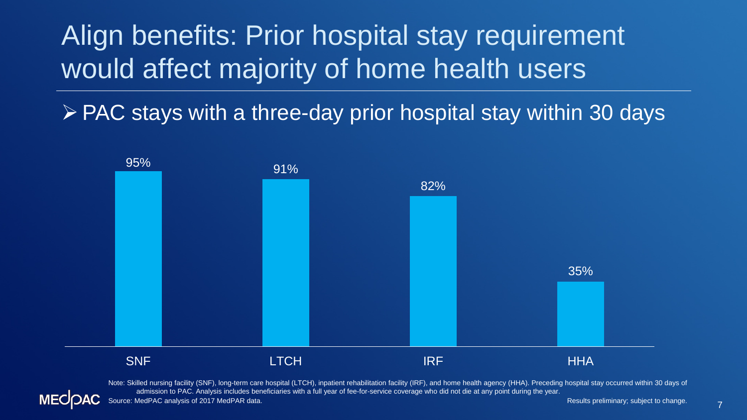# Align benefits: Prior hospital stay requirement would affect majority of home health users

- PAC stays with a three-day prior hospital stay within 30 days

| | SNF | LTCH | IRF | HHA |
|---|---|---|---|---|
| | 95% | 91% | 82% | 35% |

Note: Skilled nursing facility (SNF), long-term care hospital (LTCH), inpatient rehabilitation facility (IRF), and home health agency (HHA). Preceding hospital stay occurred within 30 days of admission to PAC. Analysis includes beneficiaries with a full year of fee-for-service coverage who did not die at any point during the year.

Source: MedPAC analysis of 2017 MedPAR data.

Results preliminary; subject to change.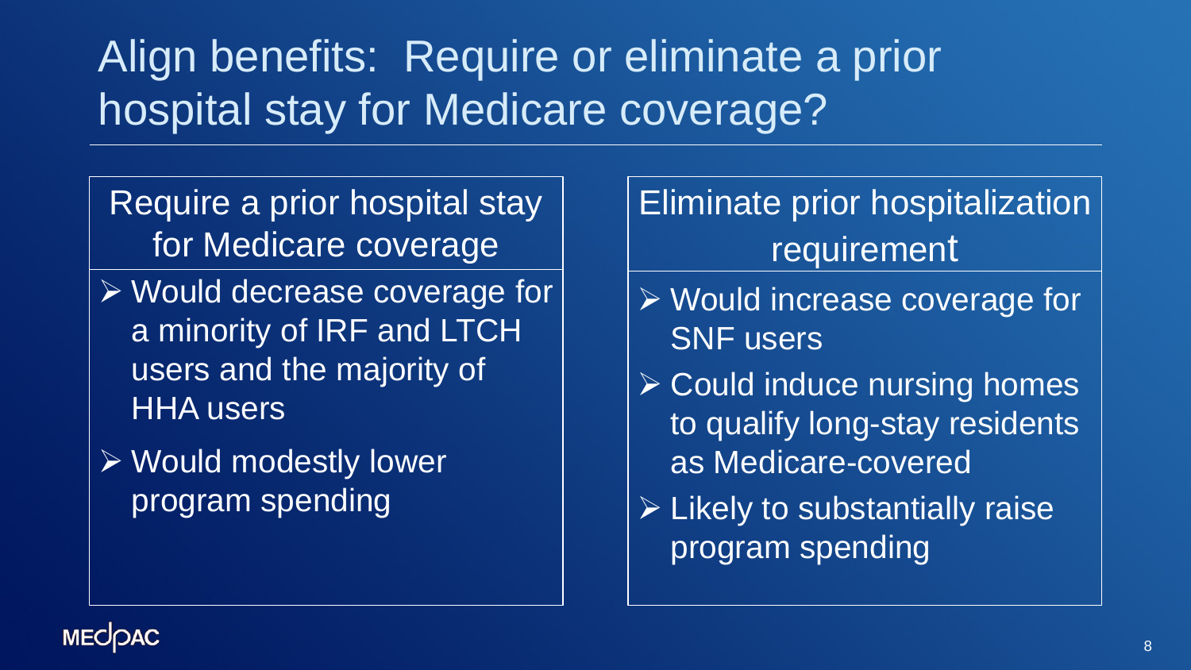# Align benefits: Require or eliminate a prior hospital stay for Medicare coverage?

## Require a prior hospital stay for Medicare coverage

- Would decrease coverage for a minority of IRF and LTCH users and the majority of HHA users
- Would modestly lower program spending

## Eliminate prior hospitalization requirement

- Would increase coverage for SNF users
- Could induce nursing homes to qualify long-stay residents as Medicare-covered
- Likely to substantially raise program spending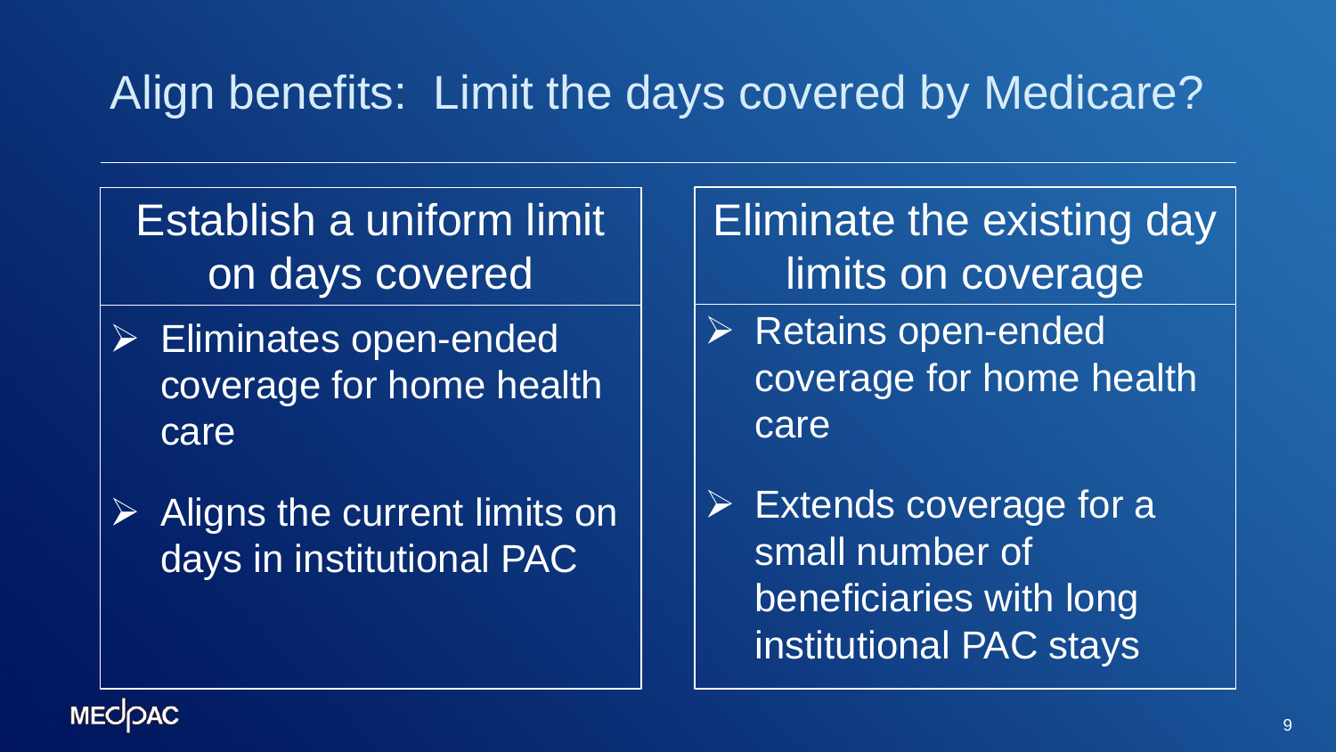# Align benefits: Limit the days covered by Medicare?

## Establish a uniform limit on days covered

- Eliminates open-ended coverage for home health care
- Aligns the current limits on days in institutional PAC

## Eliminate the existing day limits on coverage

- Retains open-ended coverage for home health care
- Extends coverage for a small number of beneficiaries with long institutional PAC stays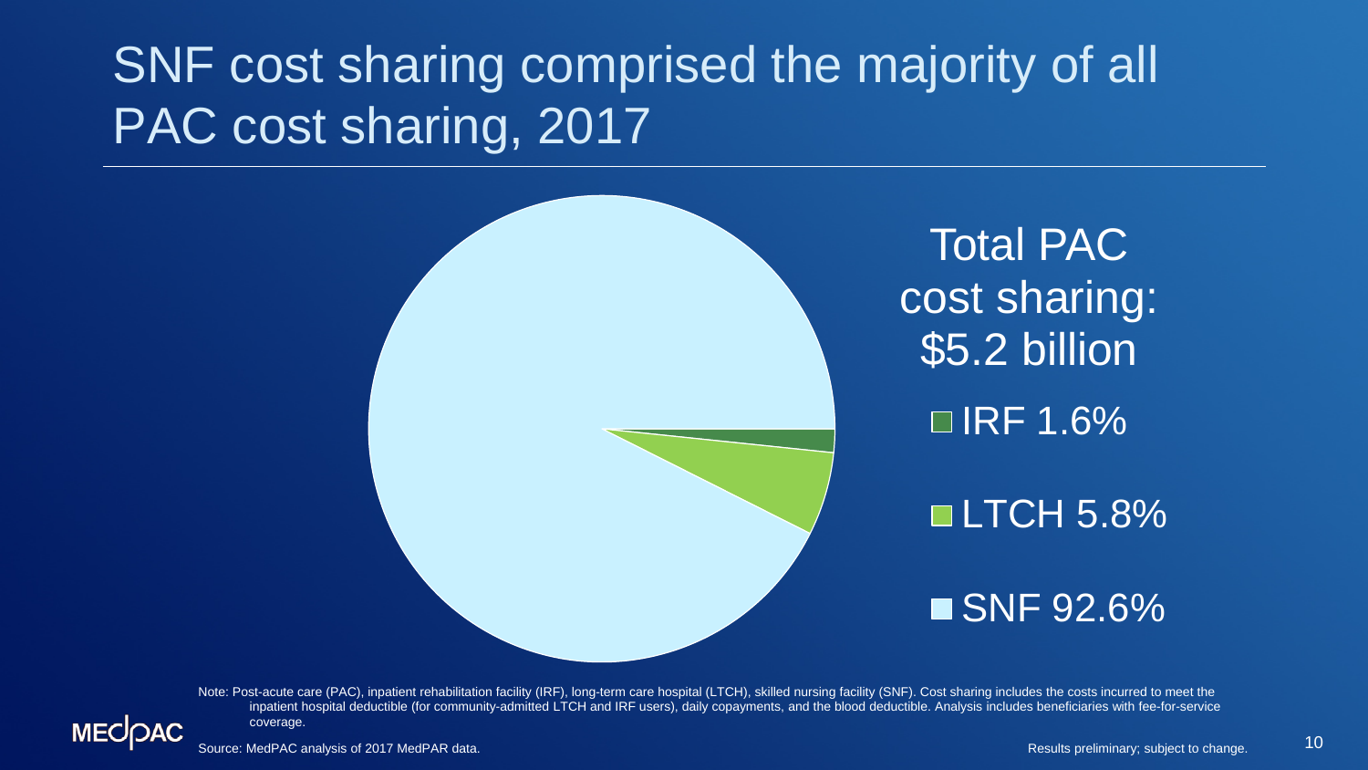# SNF cost sharing comprised the majority of all PAC cost sharing, 2017

Total PAC cost sharing: $5.2 billion

- IRF 1.6%
- LTCH 5.8%
- SNF 92.6%

Note: Post-acute care (PAC), inpatient rehabilitation facility (IRF), long-term care hospital (LTCH), skilled nursing facility (SNF). Cost sharing includes the costs incurred to meet the inpatient hospital deductible (for community-admitted LTCH and IRF users), daily copayments, and the blood deductible. Analysis includes beneficiaries with fee-for-service coverage.

Source: MedPAC analysis of 2017 MedPAR data.

Results preliminary; subject to change.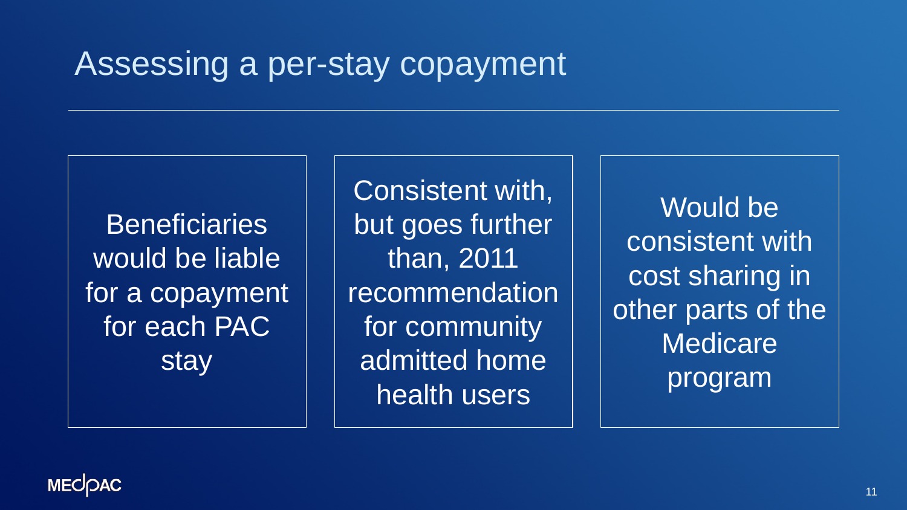# Assessing a per-stay copayment

Beneficiaries would be liable for a copayment for each PAC stay

Consistent with, but goes further than, 2011 recommendation for community admitted home health users

Would be consistent with cost sharing in other parts of the Medicare program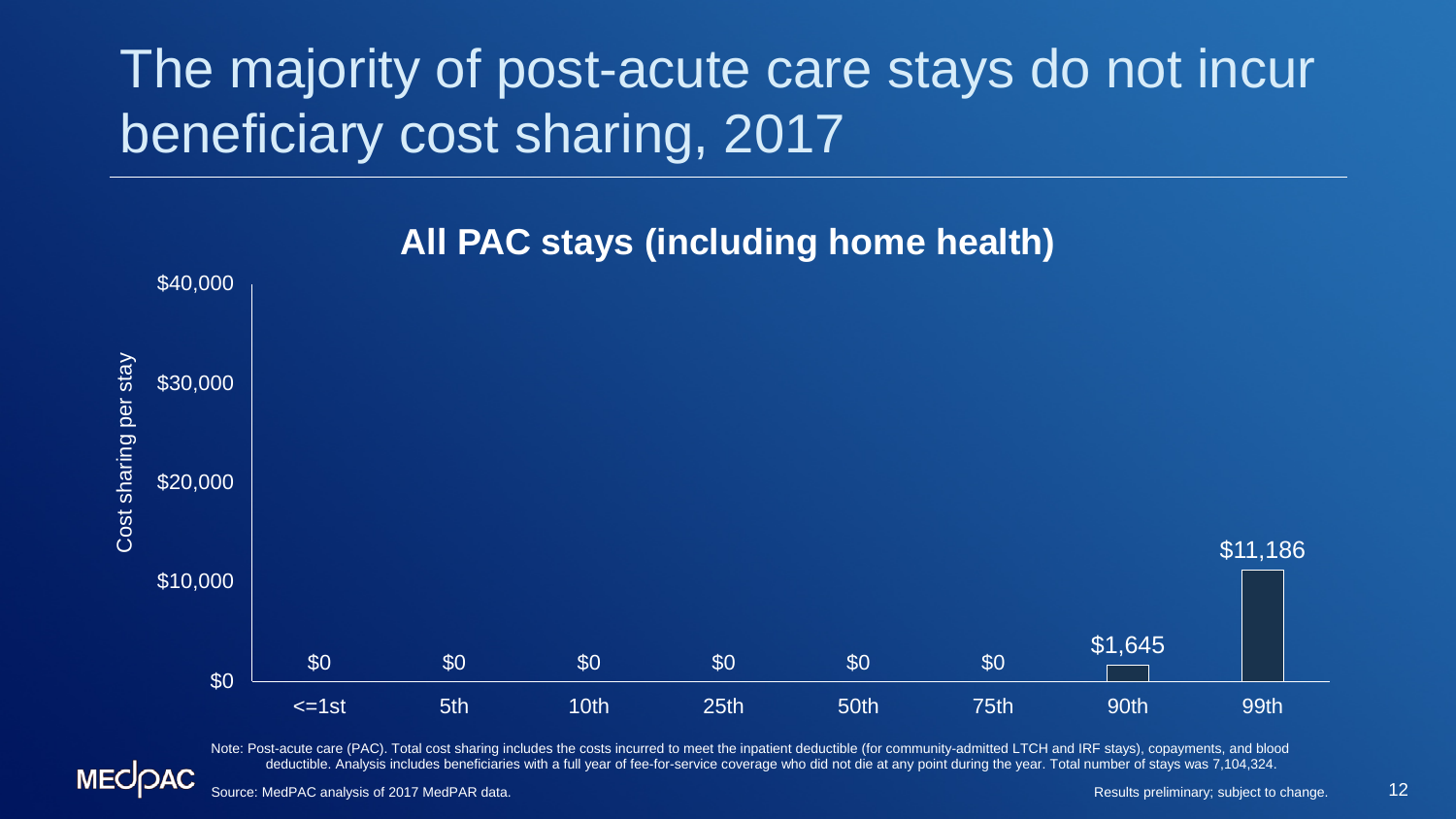# The majority of post-acute care stays do not incur beneficiary cost sharing, 2017

## All PAC stays (including home health)

| Percentile | Cost sharing per stay |
|---|---|
| <=1st | $0 |
| 5th | $0 |
| 10th | $0 |
| 25th | $0 |
| 50th | $0 |
| 75th | $0 |
| 90th | $1,645 |
| 99th | $11,186 |

Note: Post-acute care (PAC). Total cost sharing includes the costs incurred to meet the inpatient deductible (for community-admitted LTCH and IRF stays), copayments, and blood deductible. Analysis includes beneficiaries with a full year of fee-for-service coverage who did not die at any point during the year. Total number of stays was 7,104,324.

Source: MedPAC analysis of 2017 MedPAR data.

Results preliminary; subject to change.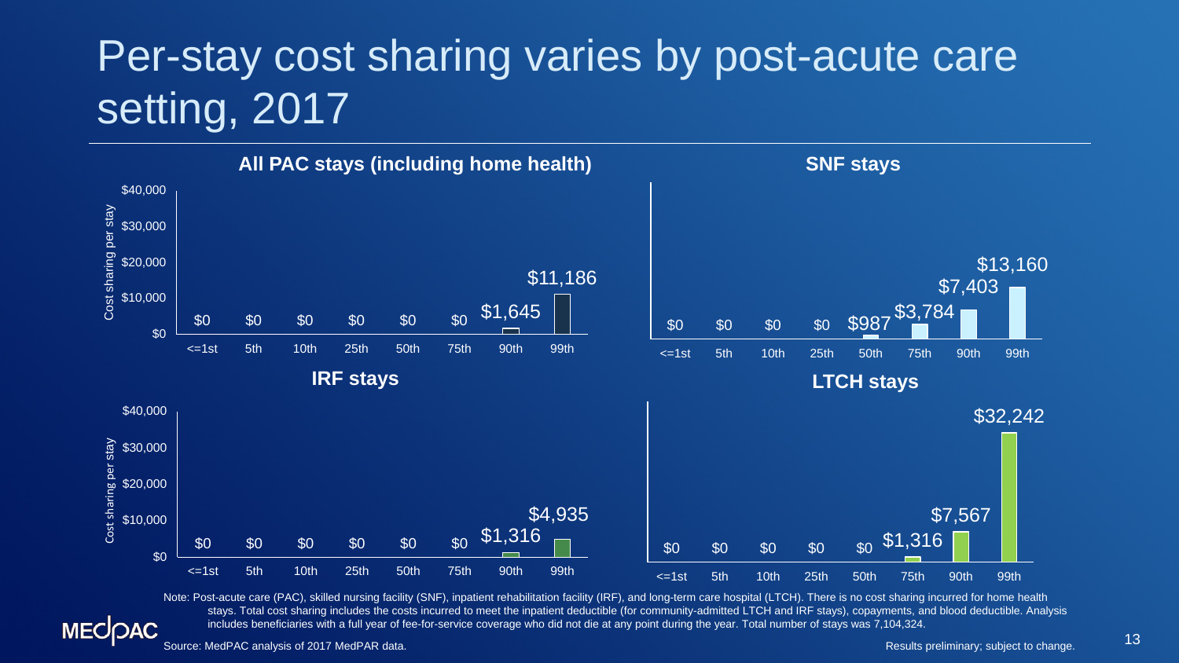# Per-stay cost sharing varies by post-acute care setting, 2017

### All PAC stays (including home health)

| Percentile | <=1st | 5th | 10th | 25th | 50th | 75th | 90th | 99th |
|---|---|---|---|---|---|---|---|---|
| Cost sharing per stay | $0 | $0 | $0 | $0 | $0 | $0 | $1,645 | $11,186 |

### SNF stays

| Percentile | <=1st | 5th | 10th | 25th | 50th | 75th | 90th | 99th |
|---|---|---|---|---|---|---|---|---|
| Cost sharing per stay | $0 | $0 | $0 | $0 | $987 | $3,784 | $7,403 | $13,160 |

### IRF stays

| Percentile | <=1st | 5th | 10th | 25th | 50th | 75th | 90th | 99th |
|---|---|---|---|---|---|---|---|---|
| Cost sharing per stay | $0 | $0 | $0 | $0 | $0 | $0 | $1,316 | $4,935 |

### LTCH stays

| Percentile | <=1st | 5th | 10th | 25th | 50th | 75th | 90th | 99th |
|---|---|---|---|---|---|---|---|---|
| Cost sharing per stay | $0 | $0 | $0 | $0 | $0 | $1,316 | $7,567 | $32,242 |

Note: Post-acute care (PAC), skilled nursing facility (SNF), inpatient rehabilitation facility (IRF), and long-term care hospital (LTCH). There is no cost sharing incurred for home health stays. Total cost sharing includes the costs incurred to meet the inpatient deductible (for community-admitted LTCH and IRF stays), copayments, and blood deductible. Analysis includes beneficiaries with a full year of fee-for-service coverage who did not die at any point during the year. Total number of stays was 7,104,324.

Source: MedPAC analysis of 2017 MedPAR data.

Results preliminary; subject to change.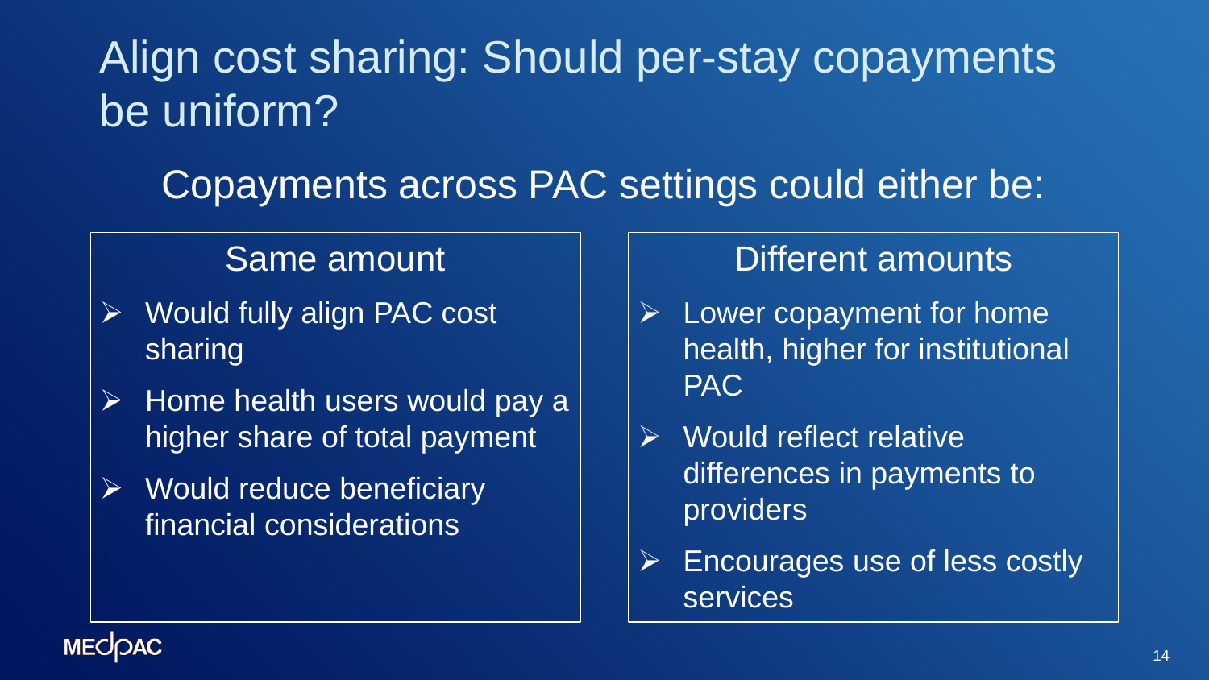# Align cost sharing: Should per-stay copayments be uniform?

## Copayments across PAC settings could either be:

### Same amount

- Would fully align PAC cost sharing
- Home health users would pay a higher share of total payment
- Would reduce beneficiary financial considerations

### Different amounts

- Lower copayment for home health, higher for institutional PAC
- Would reflect relative differences in payments to providers
- Encourages use of less costly services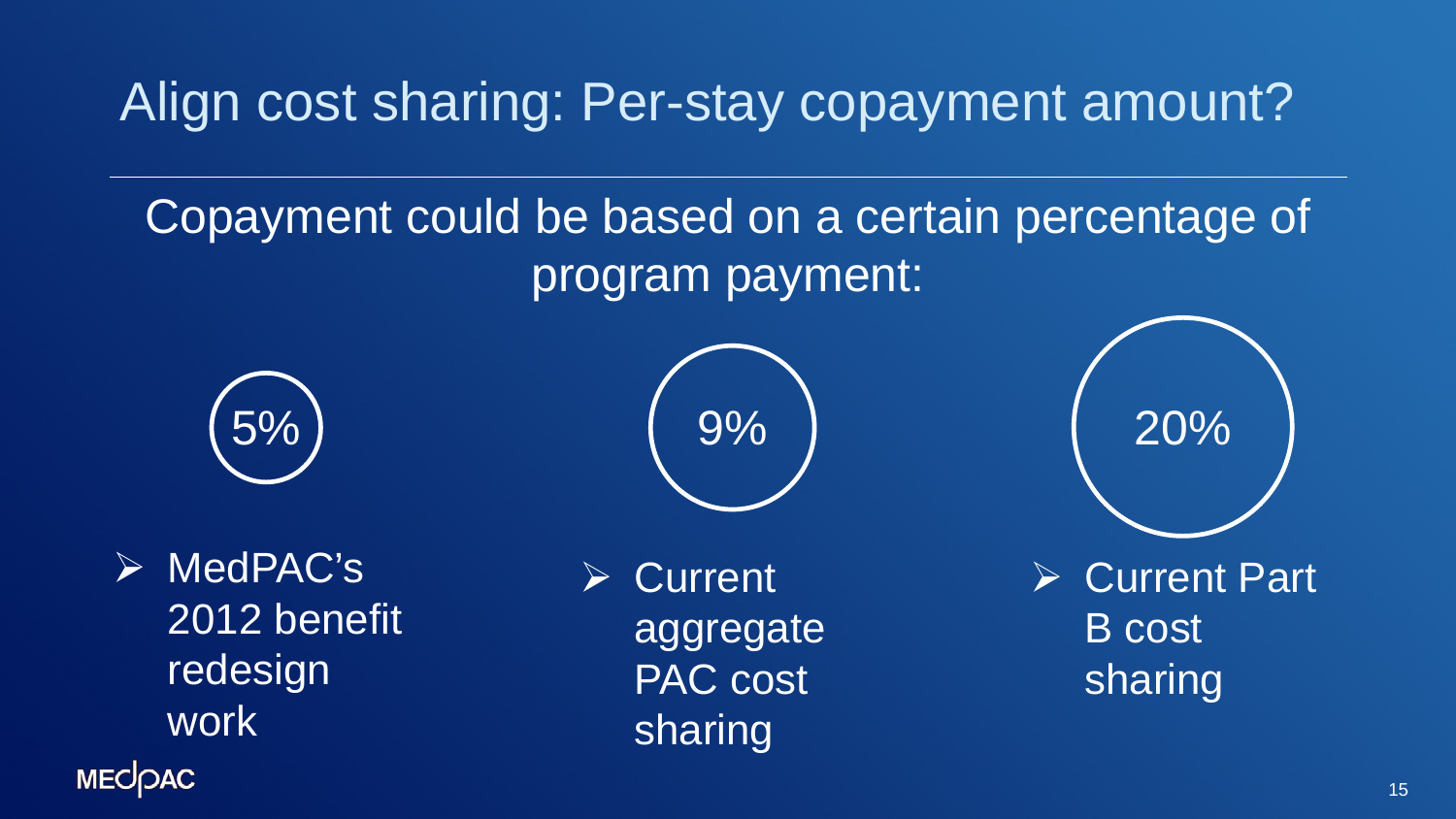# Align cost sharing: Per-stay copayment amount?

Copayment could be based on a certain percentage of program payment:

**5%**

- MedPAC's 2012 benefit redesign work

**9%**

- Current aggregate PAC cost sharing

**20%**

- Current Part B cost sharing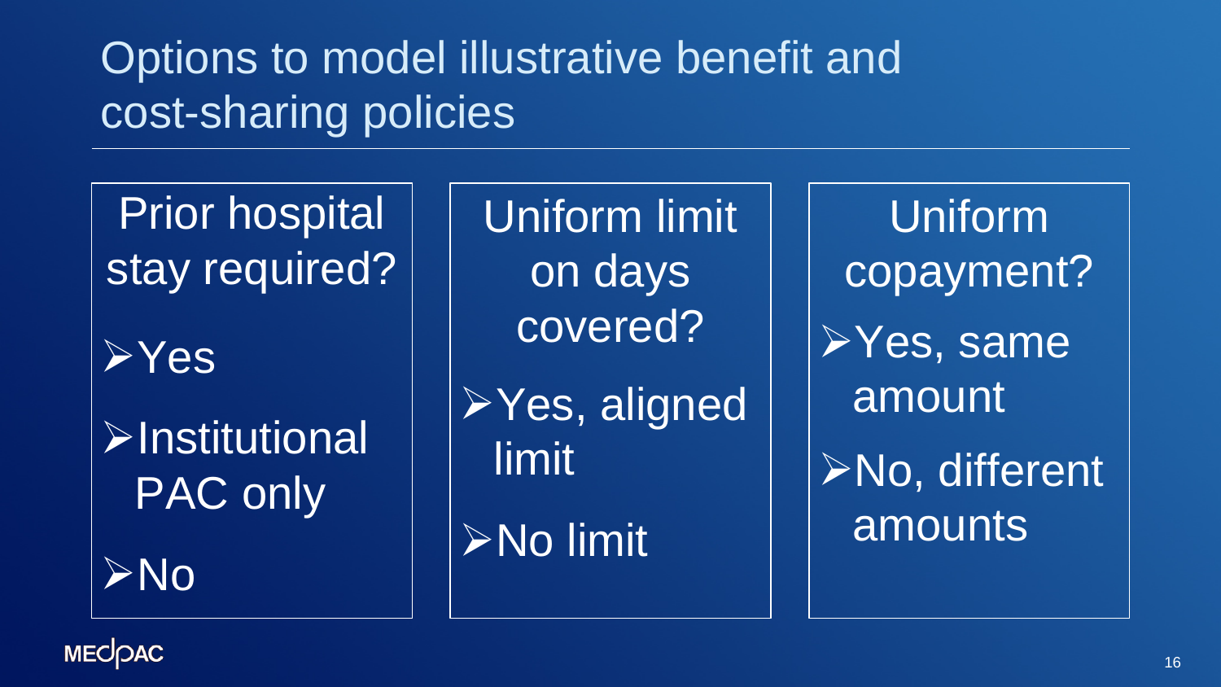# Options to model illustrative benefit and cost-sharing policies

**Prior hospital stay required?**

- Yes
- Institutional PAC only
- No

**Uniform limit on days covered?**

- Yes, aligned limit
- No limit

**Uniform copayment?**

- Yes, same amount
- No, different amounts